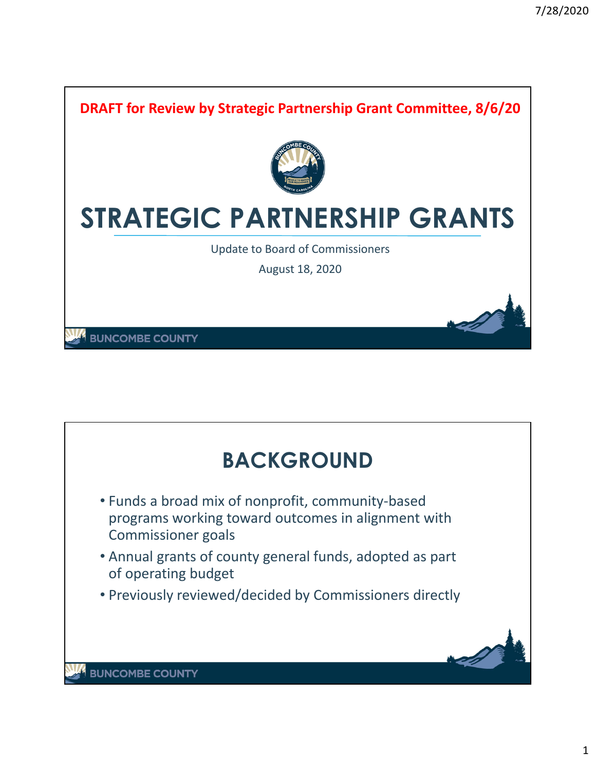**DRAFT for Review by Strategic Partnership Grant Committee, 8/6/20**

# STRATEGIC PARTNERSHIP GRANTS

Update to Board of Commissioners

August 18, 2020

BUNCOMBE COUNTY

## BACKGROUND

- Funds a broad mix of nonprofit, community-based programs working toward outcomes in alignment with Commissioner goals
- Annual grants of county general funds, adopted as part of operating budget
- Previously reviewed/decided by Commissioners directly

BUNCOMBE COUNTY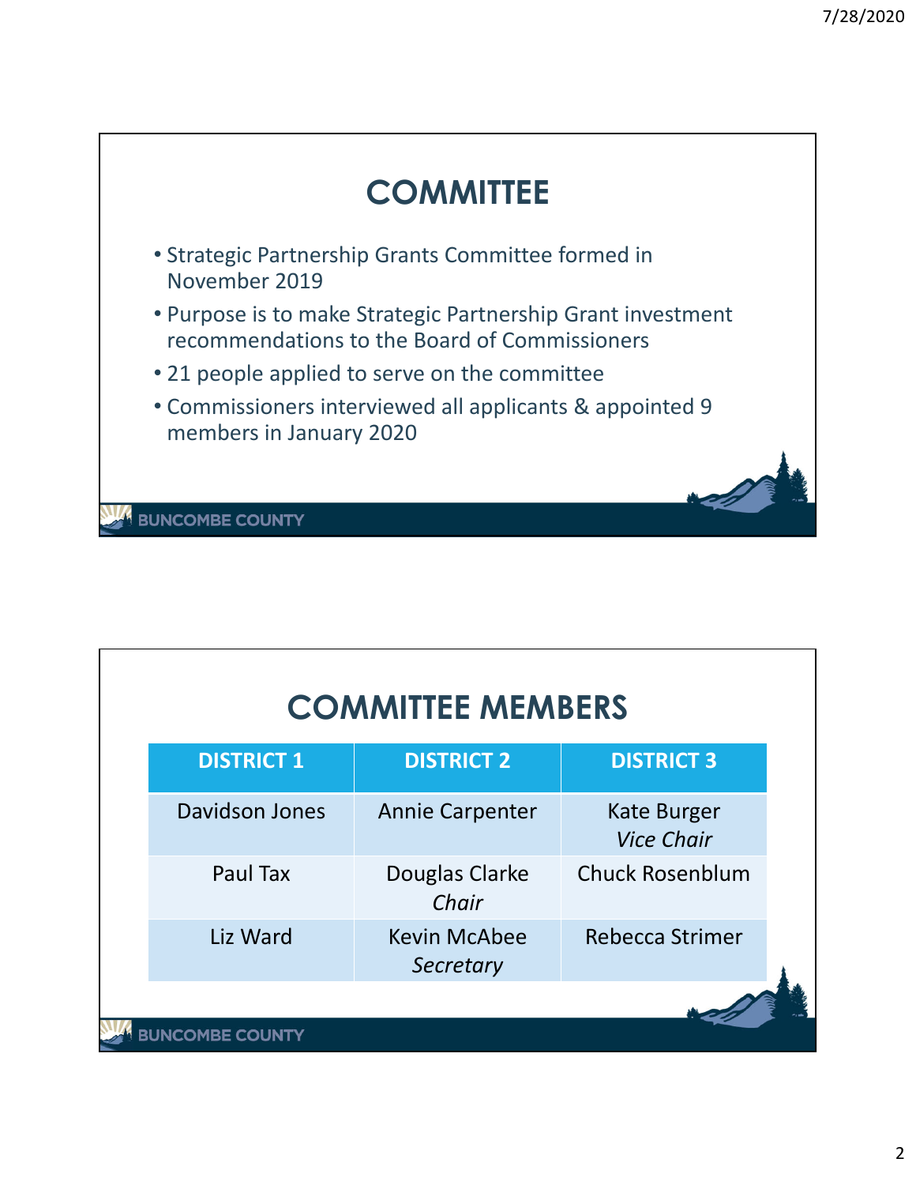# COMMITTEE

- Strategic Partnership Grants Committee formed in November 2019
- Purpose is to make Strategic Partnership Grant investment recommendations to the Board of Commissioners
- 21 people applied to serve on the committee
- Commissioners interviewed all applicants & appointed 9 members in January 2020

# COMMITTEE MEMBERS

| DISTRICT 1 | DISTRICT 2 | DISTRICT 3 |
|---|---|---|
| Davidson Jones | Annie Carpenter | Kate Burger *Vice Chair* |
| Paul Tax | Douglas Clarke *Chair* | Chuck Rosenblum |
| Liz Ward | Kevin McAbee *Secretary* | Rebecca Strimer |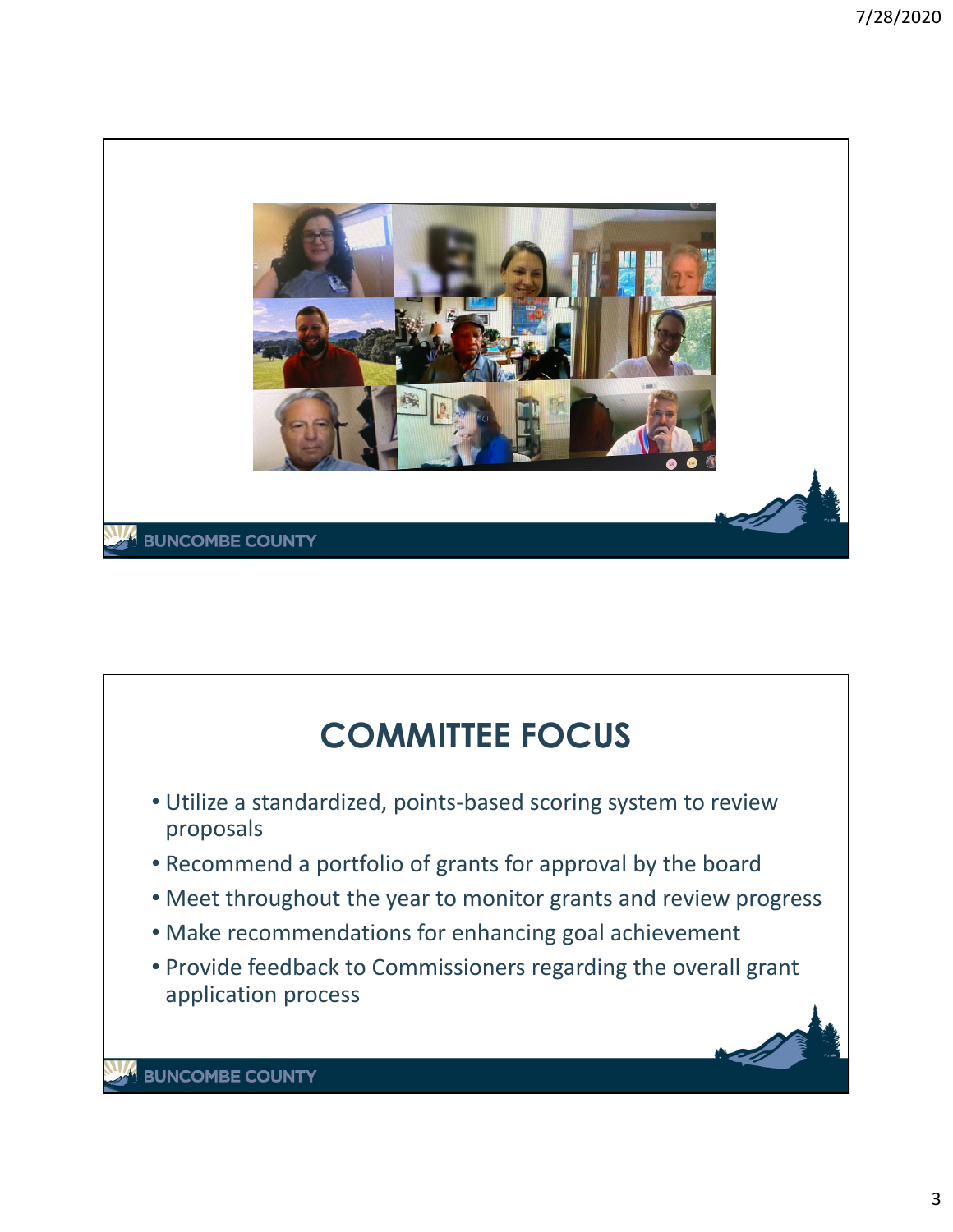# COMMITTEE FOCUS

- Utilize a standardized, points-based scoring system to review proposals
- Recommend a portfolio of grants for approval by the board
- Meet throughout the year to monitor grants and review progress
- Make recommendations for enhancing goal achievement
- Provide feedback to Commissioners regarding the overall grant application process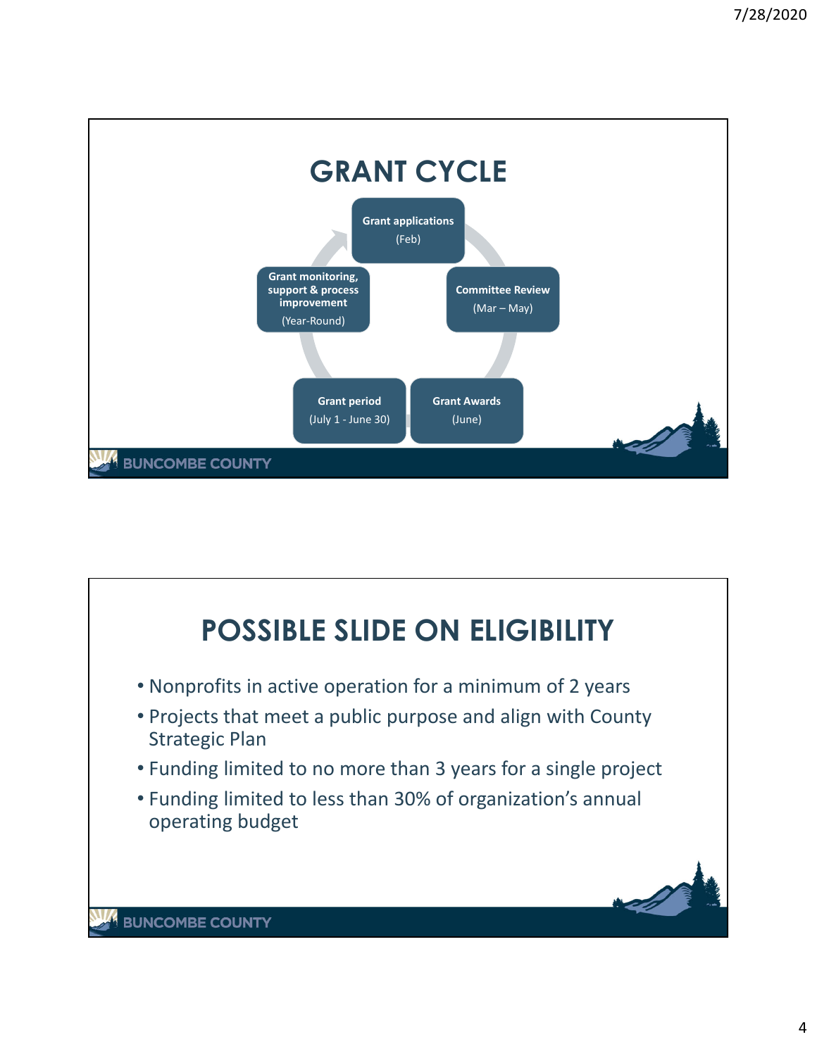# GRANT CYCLE

- **Grant applications** (Feb)
- **Committee Review** (Mar – May)
- **Grant Awards** (June)
- **Grant period** (July 1 - June 30)
- **Grant monitoring, support & process improvement** (Year-Round)

BUNCOMBE COUNTY

# POSSIBLE SLIDE ON ELIGIBILITY

- Nonprofits in active operation for a minimum of 2 years
- Projects that meet a public purpose and align with County Strategic Plan
- Funding limited to no more than 3 years for a single project
- Funding limited to less than 30% of organization's annual operating budget

BUNCOMBE COUNTY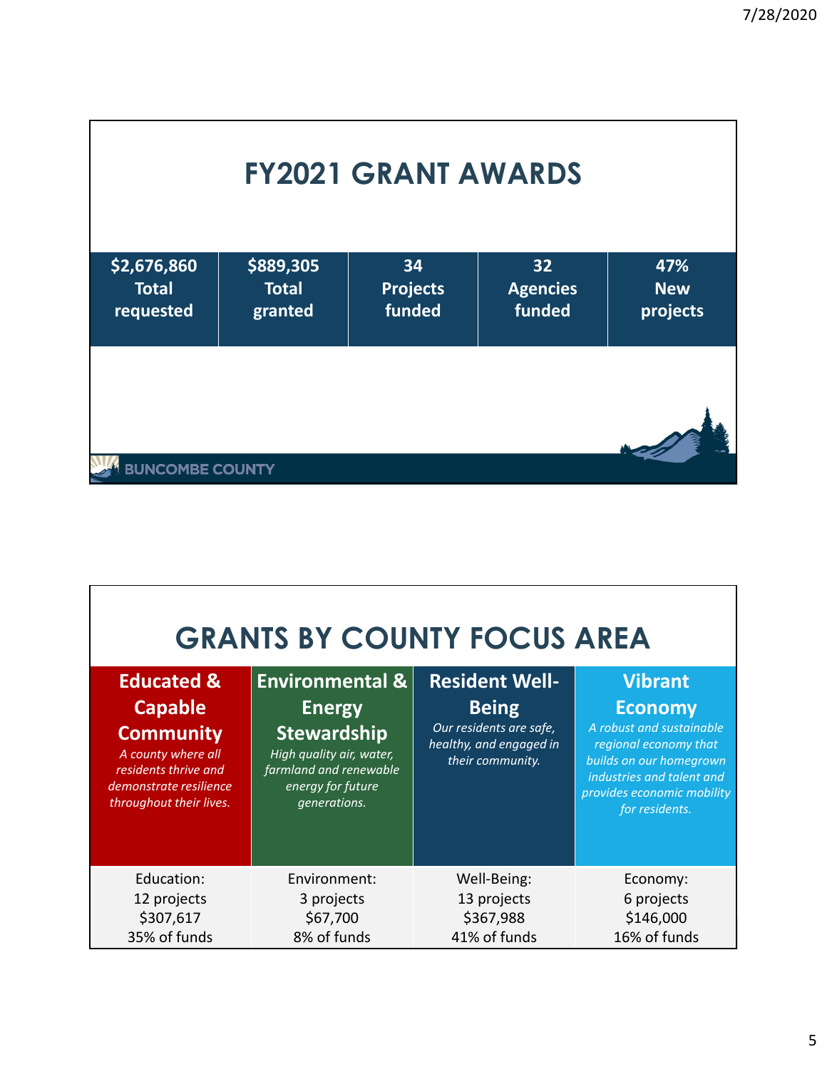# FY2021 GRANT AWARDS

| $2,676,860 Total requested | $889,305 Total granted | 34 Projects funded | 32 Agencies funded | 47% New projects |
|---|---|---|---|---|

BUNCOMBE COUNTY

# GRANTS BY COUNTY FOCUS AREA

| **Educated & Capable Community** *A county where all residents thrive and demonstrate resilience throughout their lives.* | **Environmental & Energy Stewardship** *High quality air, water, farmland and renewable energy for future generations.* | **Resident Well-Being** *Our residents are safe, healthy, and engaged in their community.* | **Vibrant Economy** *A robust and sustainable regional economy that builds on our homegrown industries and talent and provides economic mobility for residents.* |
|---|---|---|---|
| Education: 12 projects $307,617 35% of funds | Environment: 3 projects $67,700 8% of funds | Well-Being: 13 projects $367,988 41% of funds | Economy: 6 projects $146,000 16% of funds |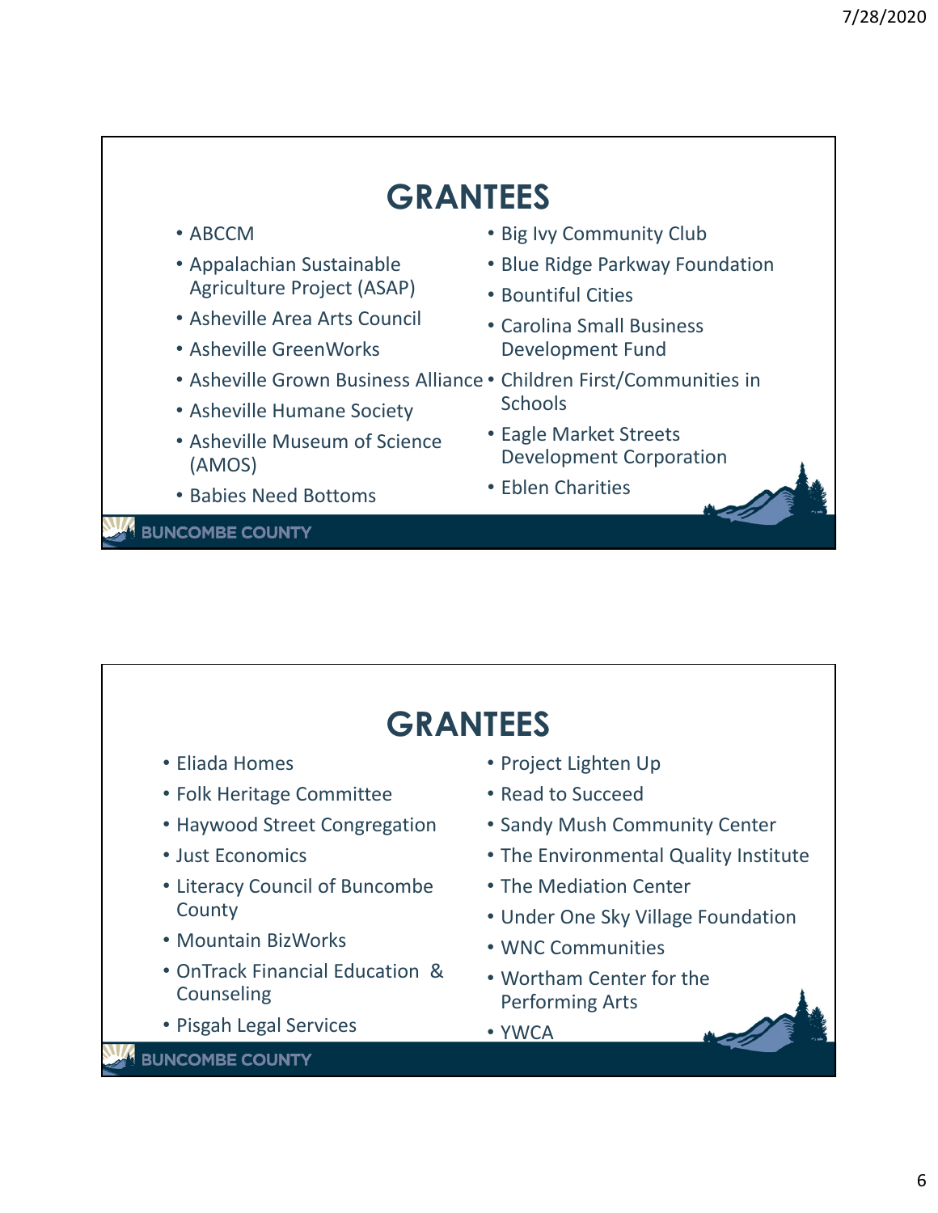# GRANTEES

- ABCCM
- Appalachian Sustainable Agriculture Project (ASAP)
- Asheville Area Arts Council
- Asheville GreenWorks
- Asheville Grown Business Alliance
- Asheville Humane Society
- Asheville Museum of Science (AMOS)
- Babies Need Bottoms
- Big Ivy Community Club
- Blue Ridge Parkway Foundation
- Bountiful Cities
- Carolina Small Business Development Fund
- Children First/Communities in Schools
- Eagle Market Streets Development Corporation
- Eblen Charities

BUNCOMBE COUNTY

# GRANTEES

- Eliada Homes
- Folk Heritage Committee
- Haywood Street Congregation
- Just Economics
- Literacy Council of Buncombe County
- Mountain BizWorks
- OnTrack Financial Education & Counseling
- Pisgah Legal Services
- Project Lighten Up
- Read to Succeed
- Sandy Mush Community Center
- The Environmental Quality Institute
- The Mediation Center
- Under One Sky Village Foundation
- WNC Communities
- Wortham Center for the Performing Arts
- YWCA

BUNCOMBE COUNTY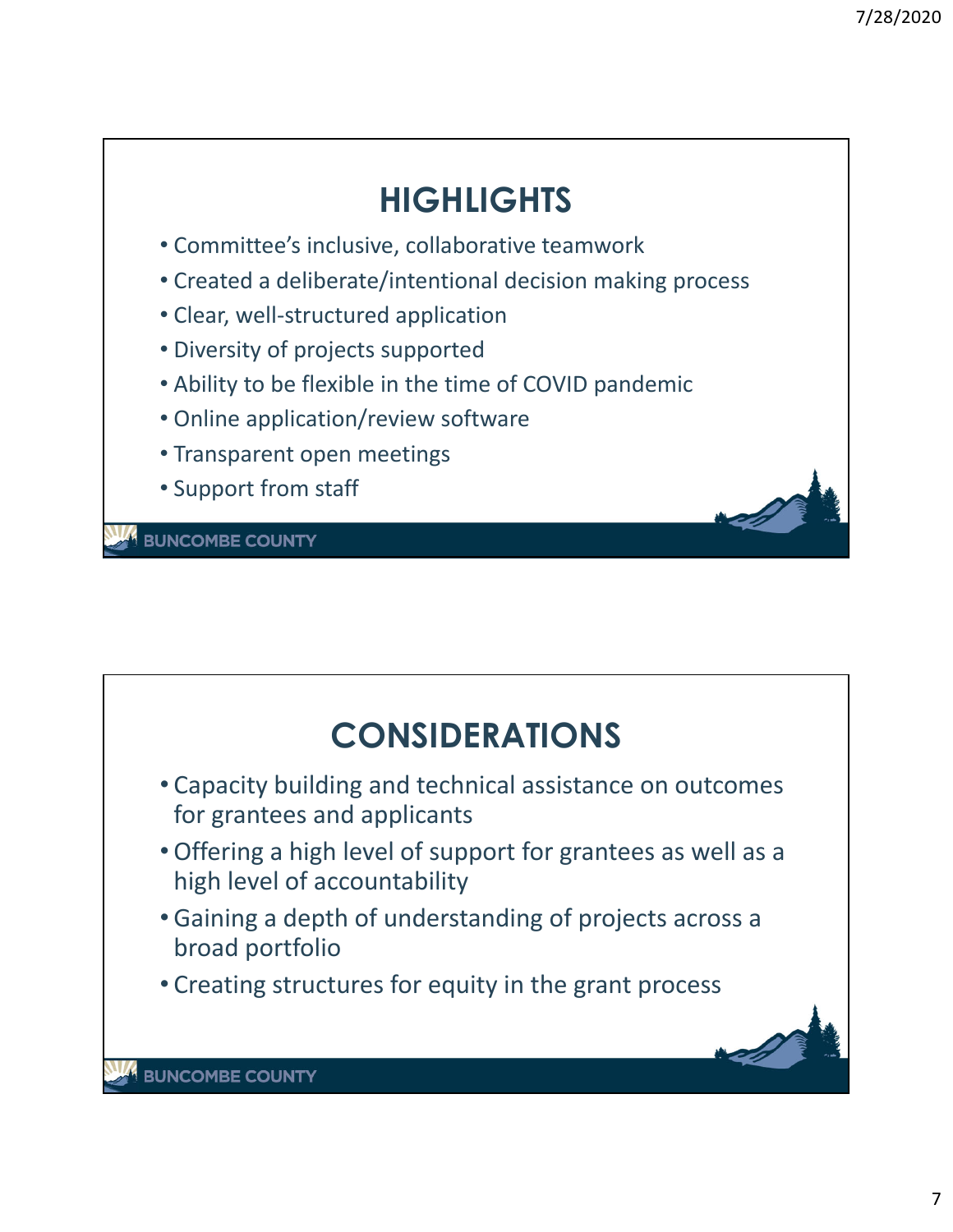## HIGHLIGHTS

- Committee's inclusive, collaborative teamwork
- Created a deliberate/intentional decision making process
- Clear, well-structured application
- Diversity of projects supported
- Ability to be flexible in the time of COVID pandemic
- Online application/review software
- Transparent open meetings
- Support from staff

BUNCOMBE COUNTY

## CONSIDERATIONS

- Capacity building and technical assistance on outcomes for grantees and applicants
- Offering a high level of support for grantees as well as a high level of accountability
- Gaining a depth of understanding of projects across a broad portfolio
- Creating structures for equity in the grant process

BUNCOMBE COUNTY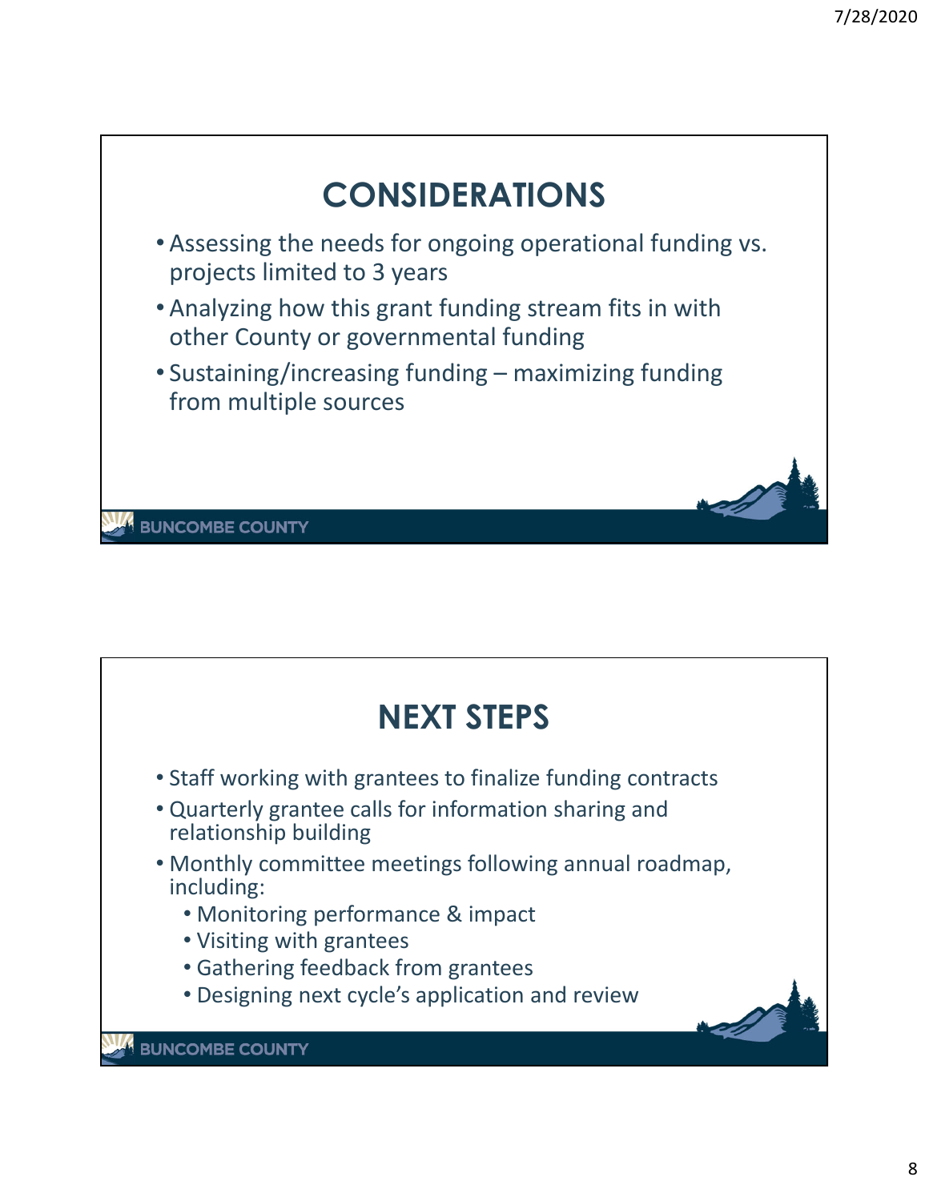## CONSIDERATIONS

- Assessing the needs for ongoing operational funding vs. projects limited to 3 years
- Analyzing how this grant funding stream fits in with other County or governmental funding
- Sustaining/increasing funding – maximizing funding from multiple sources

BUNCOMBE COUNTY

## NEXT STEPS

- Staff working with grantees to finalize funding contracts
- Quarterly grantee calls for information sharing and relationship building
- Monthly committee meetings following annual roadmap, including:
  - Monitoring performance & impact
  - Visiting with grantees
  - Gathering feedback from grantees
  - Designing next cycle's application and review

BUNCOMBE COUNTY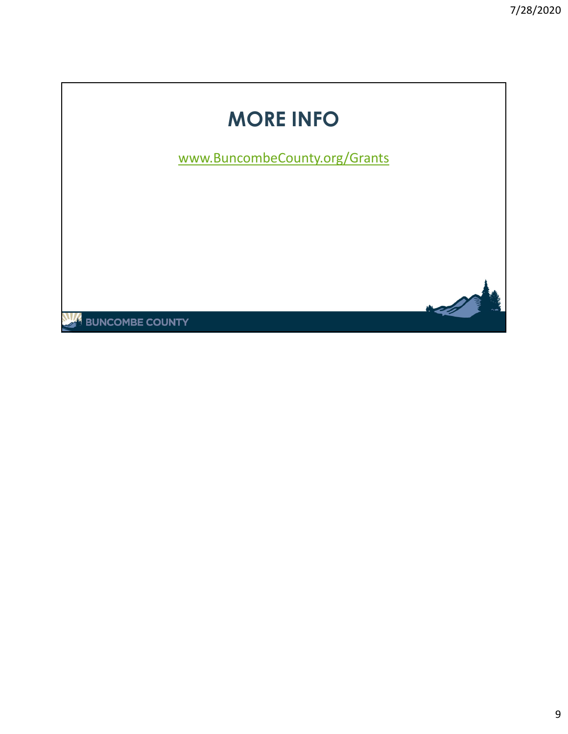# MORE INFO

[www.BuncombeCounty.org/Grants](http://www.BuncombeCounty.org/Grants)

BUNCOMBE COUNTY